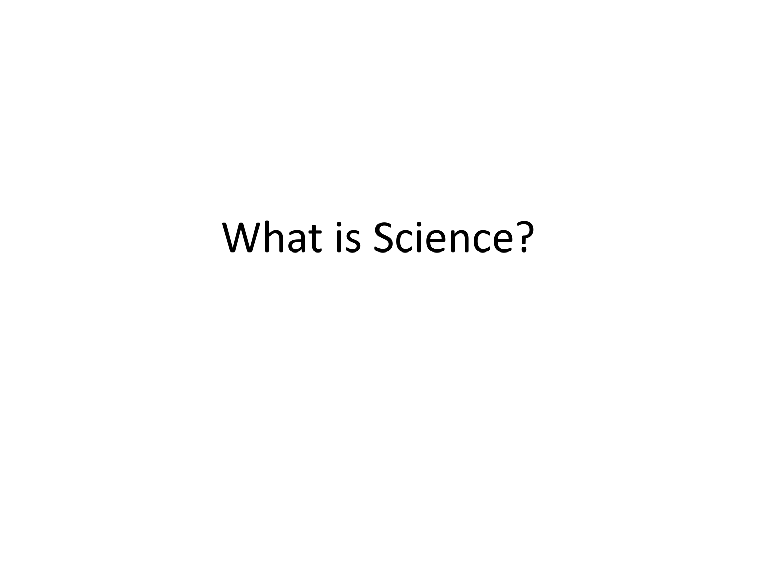# What is Science?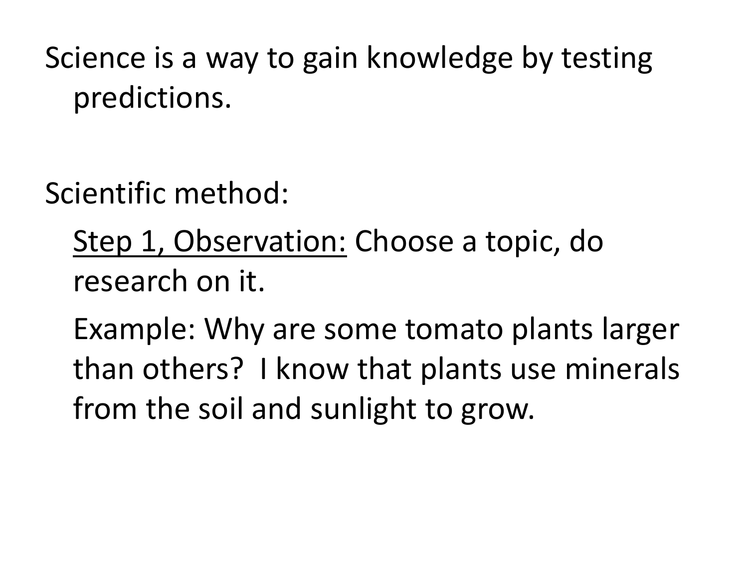Science is a way to gain knowledge by testing predictions.

Scientific method:

<u>Step 1, Observation:</u> Choose a topic, do research on it.

Example: Why are some tomato plants larger than others? I know that plants use minerals from the soil and sunlight to grow.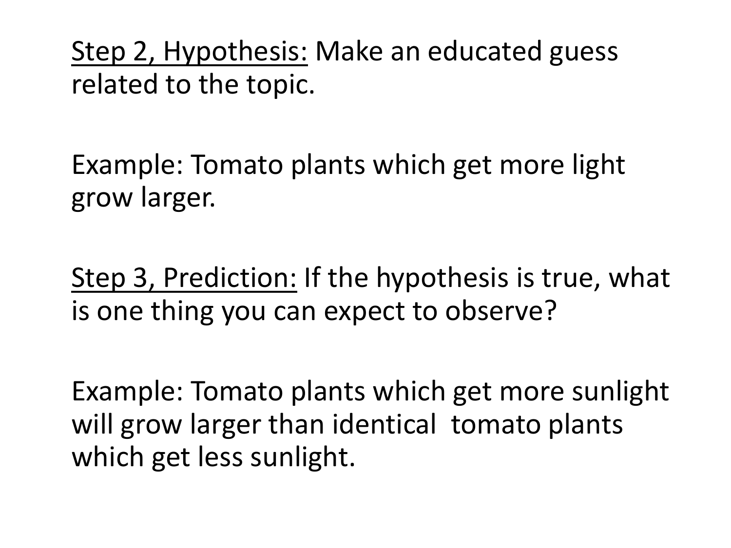<u>Step 2, Hypothesis:</u> Make an educated guess related to the topic.

Example: Tomato plants which get more light grow larger.

<u>Step 3, Prediction:</u> If the hypothesis is true, what is one thing you can expect to observe?

Example: Tomato plants which get more sunlight will grow larger than identical tomato plants which get less sunlight.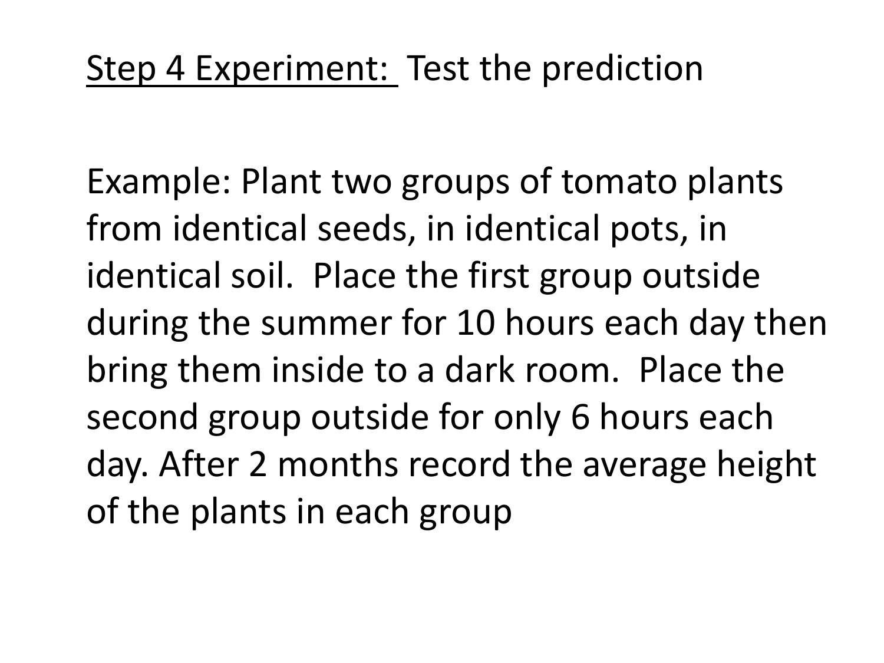<u>Step 4 Experiment:</u> Test the prediction

Example: Plant two groups of tomato plants from identical seeds, in identical pots, in identical soil. Place the first group outside during the summer for 10 hours each day then bring them inside to a dark room. Place the second group outside for only 6 hours each day. After 2 months record the average height of the plants in each group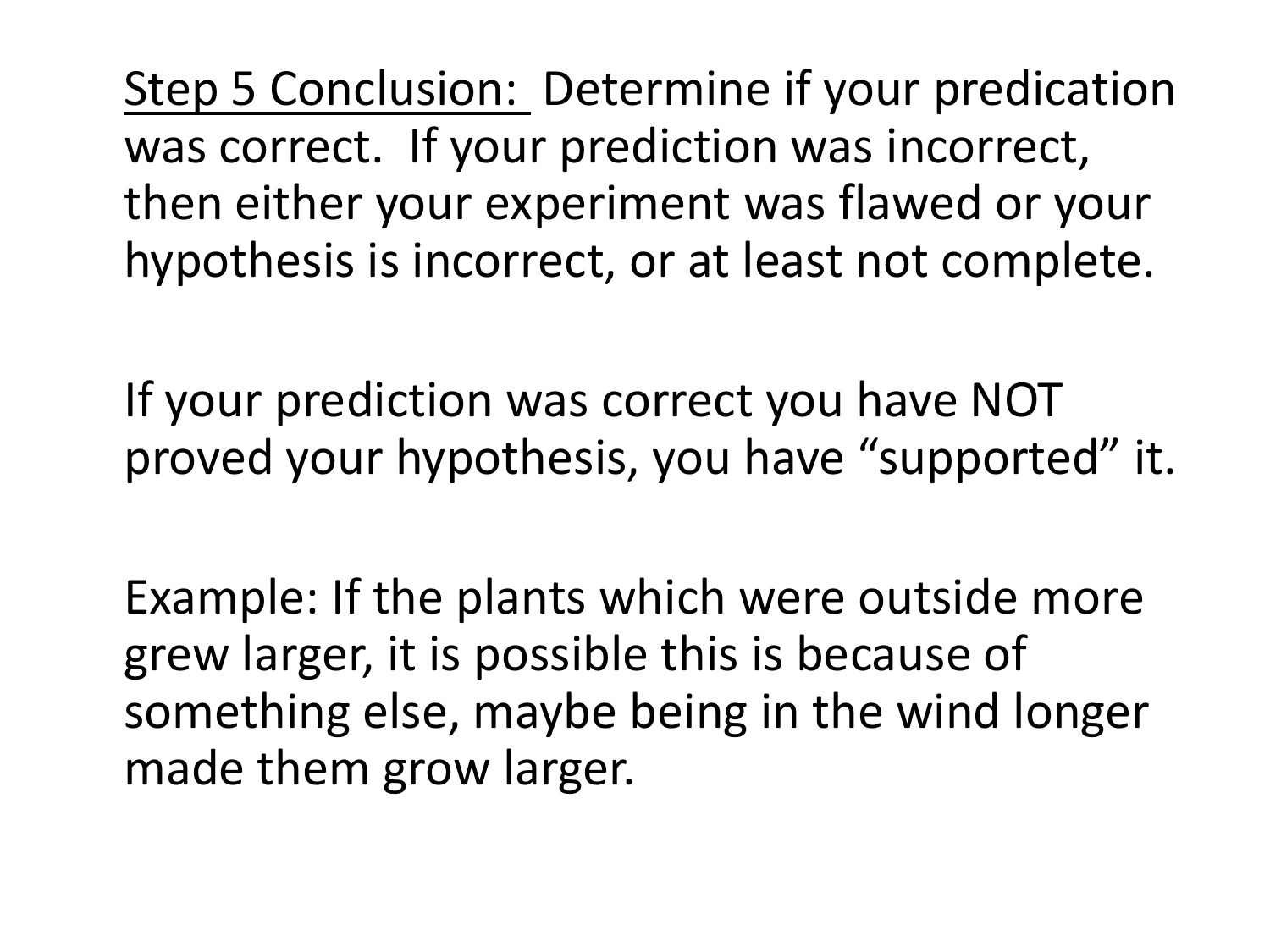<u>Step 5 Conclusion:</u> Determine if your predication was correct. If your prediction was incorrect, then either your experiment was flawed or your hypothesis is incorrect, or at least not complete.

If your prediction was correct you have NOT proved your hypothesis, you have "supported" it.

Example: If the plants which were outside more grew larger, it is possible this is because of something else, maybe being in the wind longer made them grow larger.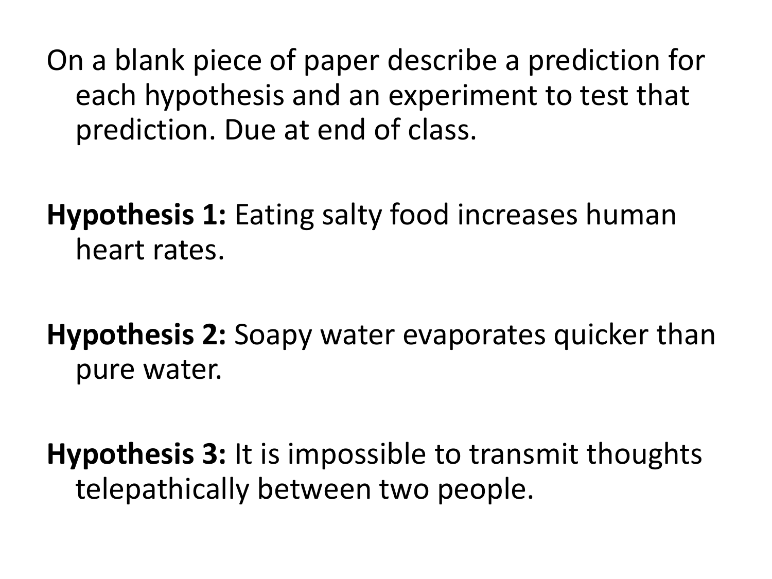On a blank piece of paper describe a prediction for each hypothesis and an experiment to test that prediction. Due at end of class.

**Hypothesis 1:** Eating salty food increases human heart rates.

**Hypothesis 2:** Soapy water evaporates quicker than pure water.

**Hypothesis 3:** It is impossible to transmit thoughts telepathically between two people.